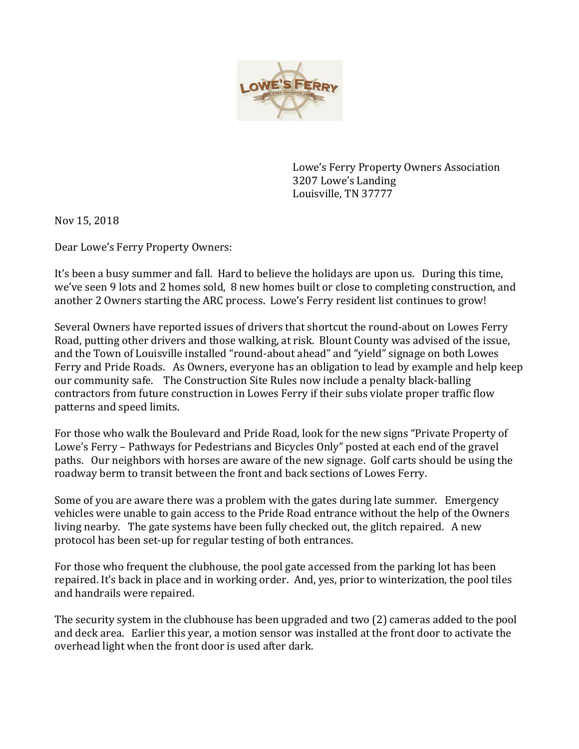Lowe's Ferry Property Owners Association
3207 Lowe's Landing
Louisville, TN 37777

Nov 15, 2018

Dear Lowe's Ferry Property Owners:

It's been a busy summer and fall. Hard to believe the holidays are upon us. During this time, we've seen 9 lots and 2 homes sold, 8 new homes built or close to completing construction, and another 2 Owners starting the ARC process. Lowe's Ferry resident list continues to grow!

Several Owners have reported issues of drivers that shortcut the round-about on Lowes Ferry Road, putting other drivers and those walking, at risk. Blount County was advised of the issue, and the Town of Louisville installed "round-about ahead" and "yield" signage on both Lowes Ferry and Pride Roads. As Owners, everyone has an obligation to lead by example and help keep our community safe. The Construction Site Rules now include a penalty black-balling contractors from future construction in Lowes Ferry if their subs violate proper traffic flow patterns and speed limits.

For those who walk the Boulevard and Pride Road, look for the new signs "Private Property of Lowe's Ferry – Pathways for Pedestrians and Bicycles Only" posted at each end of the gravel paths. Our neighbors with horses are aware of the new signage. Golf carts should be using the roadway berm to transit between the front and back sections of Lowes Ferry.

Some of you are aware there was a problem with the gates during late summer. Emergency vehicles were unable to gain access to the Pride Road entrance without the help of the Owners living nearby. The gate systems have been fully checked out, the glitch repaired. A new protocol has been set-up for regular testing of both entrances.

For those who frequent the clubhouse, the pool gate accessed from the parking lot has been repaired. It's back in place and in working order. And, yes, prior to winterization, the pool tiles and handrails were repaired.

The security system in the clubhouse has been upgraded and two (2) cameras added to the pool and deck area. Earlier this year, a motion sensor was installed at the front door to activate the overhead light when the front door is used after dark.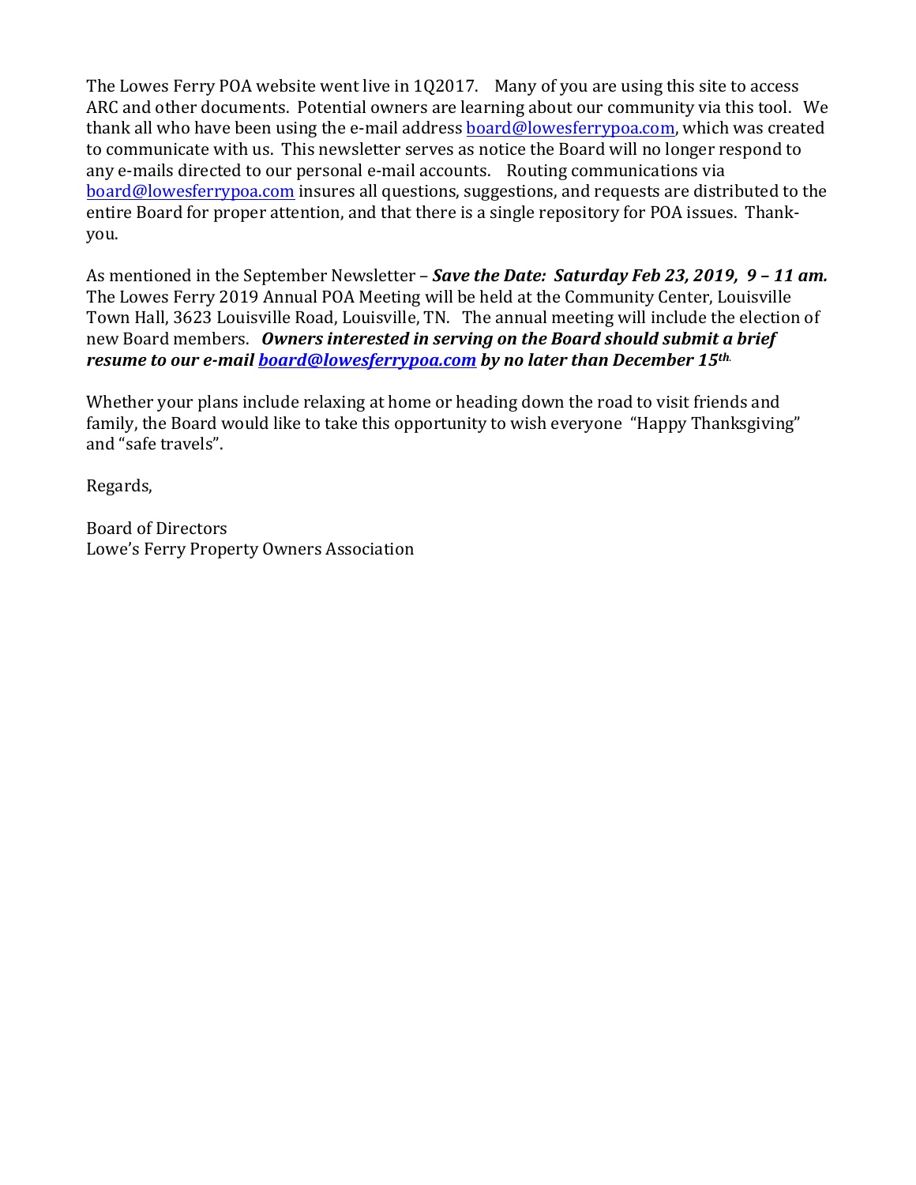The Lowes Ferry POA website went live in 1Q2017. Many of you are using this site to access ARC and other documents. Potential owners are learning about our community via this tool. We thank all who have been using the e-mail address board@lowesferrypoa.com, which was created to communicate with us. This newsletter serves as notice the Board will no longer respond to any e-mails directed to our personal e-mail accounts. Routing communications via board@lowesferrypoa.com insures all questions, suggestions, and requests are distributed to the entire Board for proper attention, and that there is a single repository for POA issues. Thank-you.

As mentioned in the September Newsletter – ***Save the Date: Saturday Feb 23, 2019, 9 – 11 am.*** The Lowes Ferry 2019 Annual POA Meeting will be held at the Community Center, Louisville Town Hall, 3623 Louisville Road, Louisville, TN. The annual meeting will include the election of new Board members. ***Owners interested in serving on the Board should submit a brief resume to our e-mail board@lowesferrypoa.com by no later than December 15th.***

Whether your plans include relaxing at home or heading down the road to visit friends and family, the Board would like to take this opportunity to wish everyone "Happy Thanksgiving" and "safe travels".

Regards,

Board of Directors
Lowe's Ferry Property Owners Association